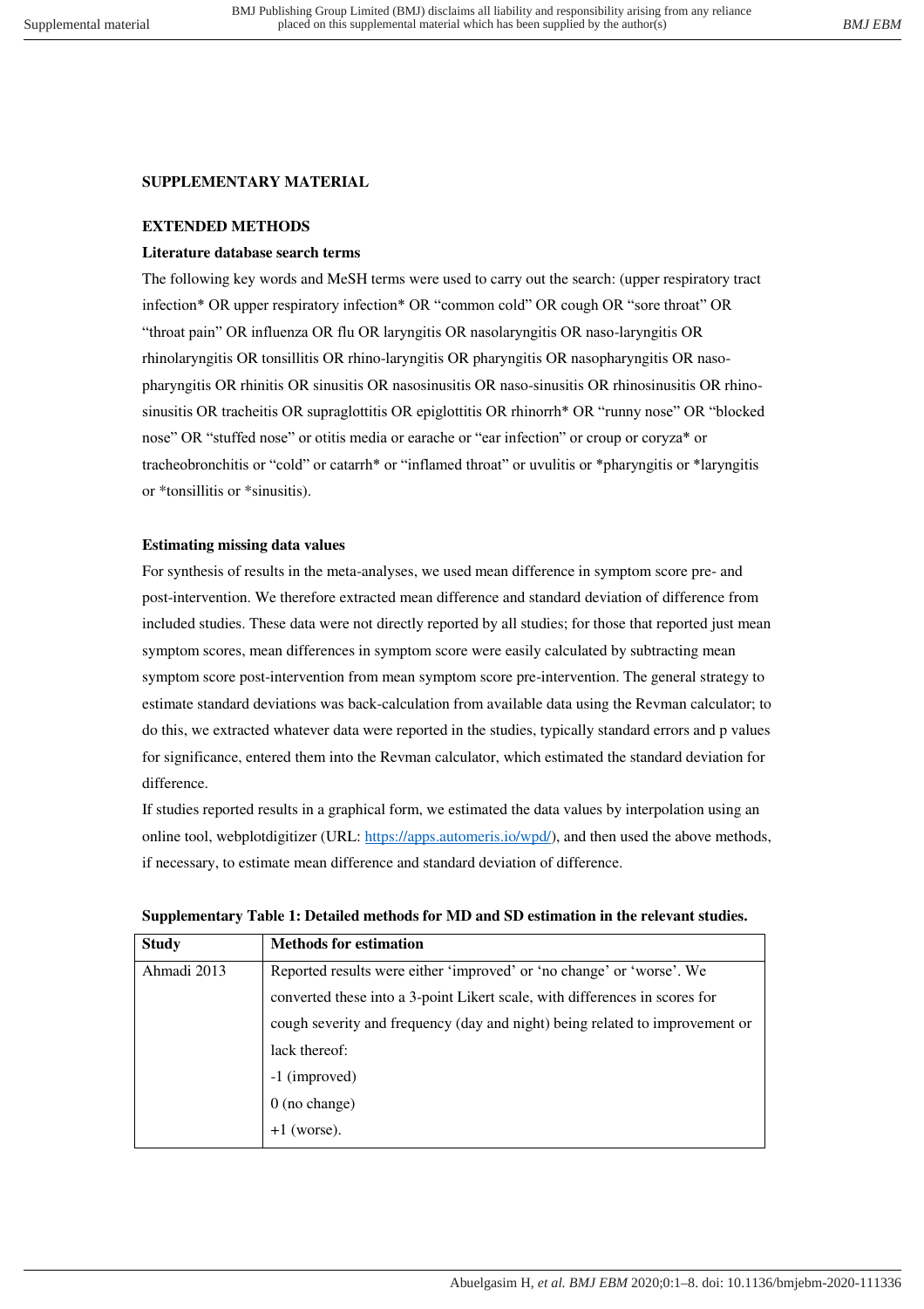## SUPPLEMENTARY MATERIAL

### EXTENDED METHODS

**Literature database search terms**

The following key words and MeSH terms were used to carry out the search: (upper respiratory tract infection* OR upper respiratory infection* OR "common cold" OR cough OR "sore throat" OR "throat pain" OR influenza OR flu OR laryngitis OR nasolaryngitis OR naso-laryngitis OR rhinolaryngitis OR tonsillitis OR rhino-laryngitis OR pharyngitis OR nasopharyngitis OR naso-pharyngitis OR rhinitis OR sinusitis OR nasosinusitis OR naso-sinusitis OR rhinosinusitis OR rhino-sinusitis OR tracheitis OR supraglottitis OR epiglottitis OR rhinorrh* OR "runny nose" OR "blocked nose" OR "stuffed nose" or otitis media or earache or "ear infection" or croup or coryza* or tracheobronchitis or "cold" or catarrh* or "inflamed throat" or uvulitis or *pharyngitis or *laryngitis or *tonsillitis or *sinusitis).

**Estimating missing data values**

For synthesis of results in the meta-analyses, we used mean difference in symptom score pre- and post-intervention. We therefore extracted mean difference and standard deviation of difference from included studies. These data were not directly reported by all studies; for those that reported just mean symptom scores, mean differences in symptom score were easily calculated by subtracting mean symptom score post-intervention from mean symptom score pre-intervention. The general strategy to estimate standard deviations was back-calculation from available data using the Revman calculator; to do this, we extracted whatever data were reported in the studies, typically standard errors and p values for significance, entered them into the Revman calculator, which estimated the standard deviation for difference.

If studies reported results in a graphical form, we estimated the data values by interpolation using an online tool, webplotdigitizer (URL: https://apps.automeris.io/wpd/), and then used the above methods, if necessary, to estimate mean difference and standard deviation of difference.

**Supplementary Table 1: Detailed methods for MD and SD estimation in the relevant studies.**

| Study | Methods for estimation |
|---|---|
| Ahmadi 2013 | Reported results were either 'improved' or 'no change' or 'worse'. We converted these into a 3-point Likert scale, with differences in scores for cough severity and frequency (day and night) being related to improvement or lack thereof:<br>-1 (improved)<br>0 (no change)<br>+1 (worse). |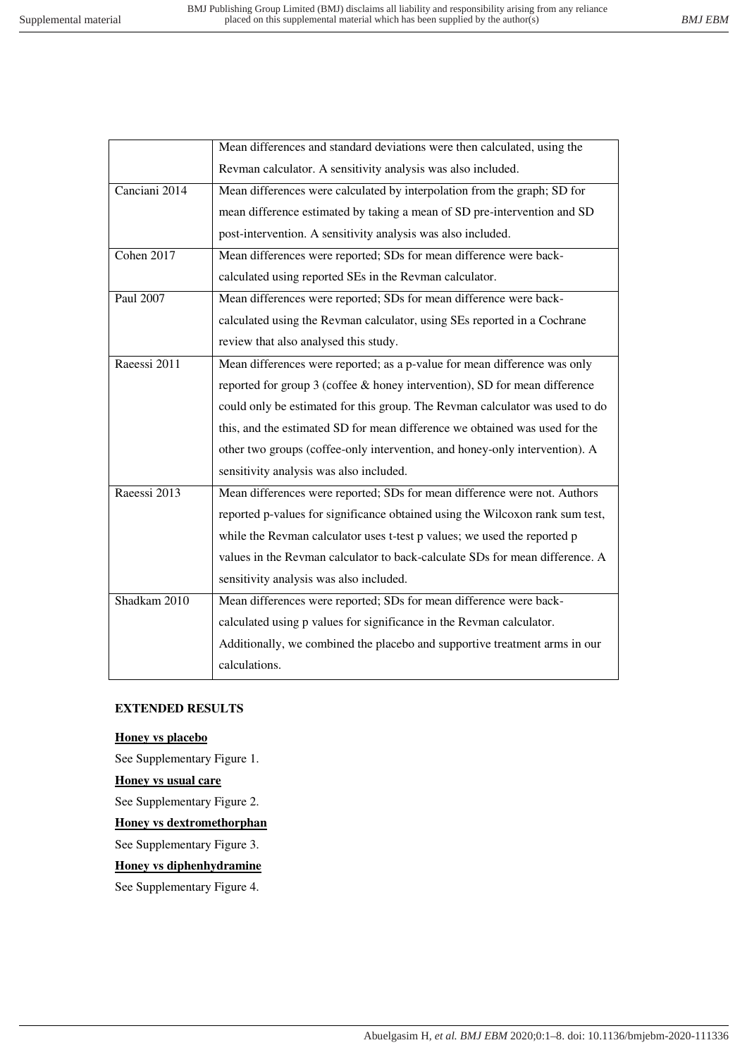| | |
|---|---|
| | Mean differences and standard deviations were then calculated, using the Revman calculator. A sensitivity analysis was also included. |
| Canciani 2014 | Mean differences were calculated by interpolation from the graph; SD for mean difference estimated by taking a mean of SD pre-intervention and SD post-intervention. A sensitivity analysis was also included. |
| Cohen 2017 | Mean differences were reported; SDs for mean difference were back-calculated using reported SEs in the Revman calculator. |
| Paul 2007 | Mean differences were reported; SDs for mean difference were back-calculated using the Revman calculator, using SEs reported in a Cochrane review that also analysed this study. |
| Raeessi 2011 | Mean differences were reported; as a p-value for mean difference was only reported for group 3 (coffee & honey intervention), SD for mean difference could only be estimated for this group. The Revman calculator was used to do this, and the estimated SD for mean difference we obtained was used for the other two groups (coffee-only intervention, and honey-only intervention). A sensitivity analysis was also included. |
| Raeessi 2013 | Mean differences were reported; SDs for mean difference were not. Authors reported p-values for significance obtained using the Wilcoxon rank sum test, while the Revman calculator uses t-test p values; we used the reported p values in the Revman calculator to back-calculate SDs for mean difference. A sensitivity analysis was also included. |
| Shadkam 2010 | Mean differences were reported; SDs for mean difference were back-calculated using p values for significance in the Revman calculator. Additionally, we combined the placebo and supportive treatment arms in our calculations. |

## EXTENDED RESULTS

**Honey vs placebo**

See Supplementary Figure 1.

**Honey vs usual care**

See Supplementary Figure 2.

**Honey vs dextromethorphan**

See Supplementary Figure 3.

**Honey vs diphenhydramine**

See Supplementary Figure 4.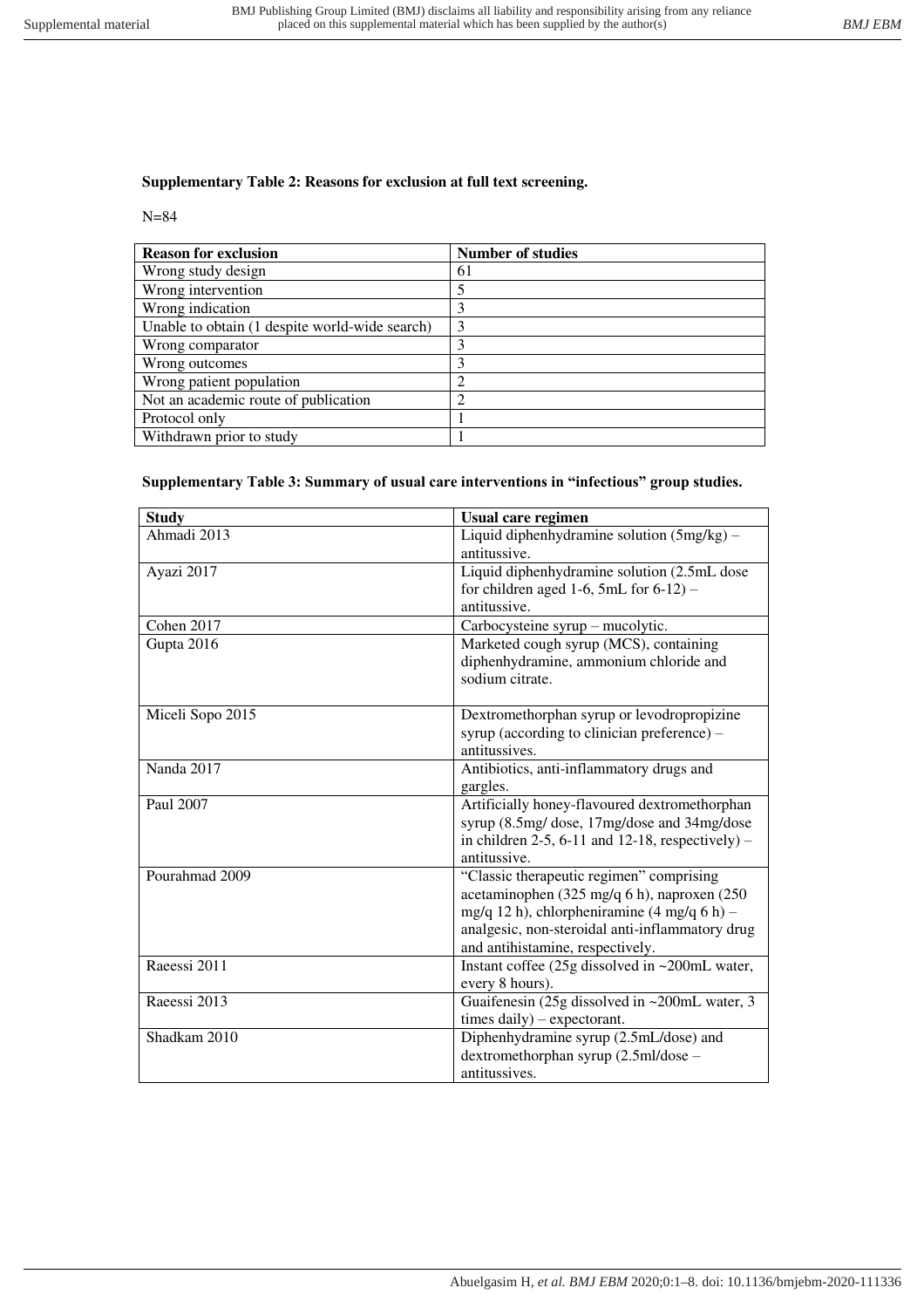**Supplementary Table 2: Reasons for exclusion at full text screening.**

N=84

| Reason for exclusion | Number of studies |
|---|---|
| Wrong study design | 61 |
| Wrong intervention | 5 |
| Wrong indication | 3 |
| Unable to obtain (1 despite world-wide search) | 3 |
| Wrong comparator | 3 |
| Wrong outcomes | 3 |
| Wrong patient population | 2 |
| Not an academic route of publication | 2 |
| Protocol only | 1 |
| Withdrawn prior to study | 1 |

**Supplementary Table 3: Summary of usual care interventions in "infectious" group studies.**

| Study | Usual care regimen |
|---|---|
| Ahmadi 2013 | Liquid diphenhydramine solution (5mg/kg) – antitussive. |
| Ayazi 2017 | Liquid diphenhydramine solution (2.5mL dose for children aged 1-6, 5mL for 6-12) – antitussive. |
| Cohen 2017 | Carbocysteine syrup – mucolytic. |
| Gupta 2016 | Marketed cough syrup (MCS), containing diphenhydramine, ammonium chloride and sodium citrate. |
| Miceli Sopo 2015 | Dextromethorphan syrup or levodropropizine syrup (according to clinician preference) – antitussives. |
| Nanda 2017 | Antibiotics, anti-inflammatory drugs and gargles. |
| Paul 2007 | Artificially honey-flavoured dextromethorphan syrup (8.5mg/ dose, 17mg/dose and 34mg/dose in children 2-5, 6-11 and 12-18, respectively) – antitussive. |
| Pourahmad 2009 | "Classic therapeutic regimen" comprising acetaminophen (325 mg/q 6 h), naproxen (250 mg/q 12 h), chlorpheniramine (4 mg/q 6 h) – analgesic, non-steroidal anti-inflammatory drug and antihistamine, respectively. |
| Raeessi 2011 | Instant coffee (25g dissolved in ~200mL water, every 8 hours). |
| Raeessi 2013 | Guaifenesin (25g dissolved in ~200mL water, 3 times daily) – expectorant. |
| Shadkam 2010 | Diphenhydramine syrup (2.5mL/dose) and dextromethorphan syrup (2.5ml/dose – antitussives. |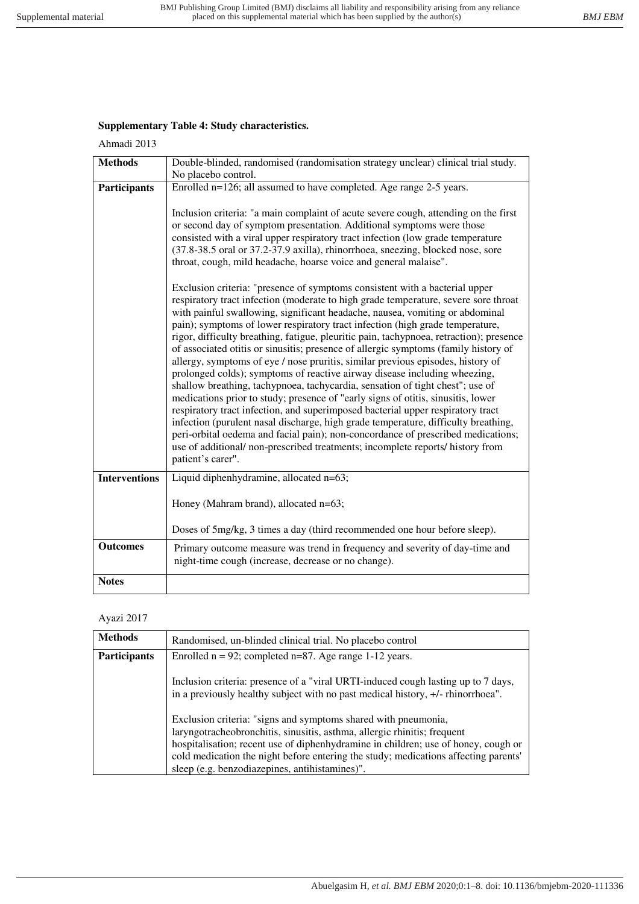**Supplementary Table 4: Study characteristics.**

Ahmadi 2013

| **Methods** | Double-blinded, randomised (randomisation strategy unclear) clinical trial study. No placebo control. |
|---|---|
| **Participants** | Enrolled n=126; all assumed to have completed. Age range 2-5 years.<br><br>Inclusion criteria: "a main complaint of acute severe cough, attending on the first or second day of symptom presentation. Additional symptoms were those consisted with a viral upper respiratory tract infection (low grade temperature (37.8-38.5 oral or 37.2-37.9 axilla), rhinorrhoea, sneezing, blocked nose, sore throat, cough, mild headache, hoarse voice and general malaise".<br><br>Exclusion criteria: "presence of symptoms consistent with a bacterial upper respiratory tract infection (moderate to high grade temperature, severe sore throat with painful swallowing, significant headache, nausea, vomiting or abdominal pain); symptoms of lower respiratory tract infection (high grade temperature, rigor, difficulty breathing, fatigue, pleuritic pain, tachypnoea, retraction); presence of associated otitis or sinusitis; presence of allergic symptoms (family history of allergy, symptoms of eye / nose pruritis, similar previous episodes, history of prolonged colds); symptoms of reactive airway disease including wheezing, shallow breathing, tachypnoea, tachycardia, sensation of tight chest"; use of medications prior to study; presence of "early signs of otitis, sinusitis, lower respiratory tract infection, and superimposed bacterial upper respiratory tract infection (purulent nasal discharge, high grade temperature, difficulty breathing, peri-orbital oedema and facial pain); non-concordance of prescribed medications; use of additional/ non-prescribed treatments; incomplete reports/ history from patient's carer". |
| **Interventions** | Liquid diphenhydramine, allocated n=63;<br><br>Honey (Mahram brand), allocated n=63;<br><br>Doses of 5mg/kg, 3 times a day (third recommended one hour before sleep). |
| **Outcomes** | Primary outcome measure was trend in frequency and severity of day-time and night-time cough (increase, decrease or no change). |
| **Notes** | |

Ayazi 2017

| **Methods** | Randomised, un-blinded clinical trial. No placebo control |
|---|---|
| **Participants** | Enrolled n = 92; completed n=87. Age range 1-12 years.<br><br>Inclusion criteria: presence of a "viral URTI-induced cough lasting up to 7 days, in a previously healthy subject with no past medical history, +/- rhinorrhoea".<br><br>Exclusion criteria: "signs and symptoms shared with pneumonia, laryngotracheobronchitis, sinusitis, asthma, allergic rhinitis; frequent hospitalisation; recent use of diphenhydramine in children; use of honey, cough or cold medication the night before entering the study; medications affecting parents' sleep (e.g. benzodiazepines, antihistamines)". |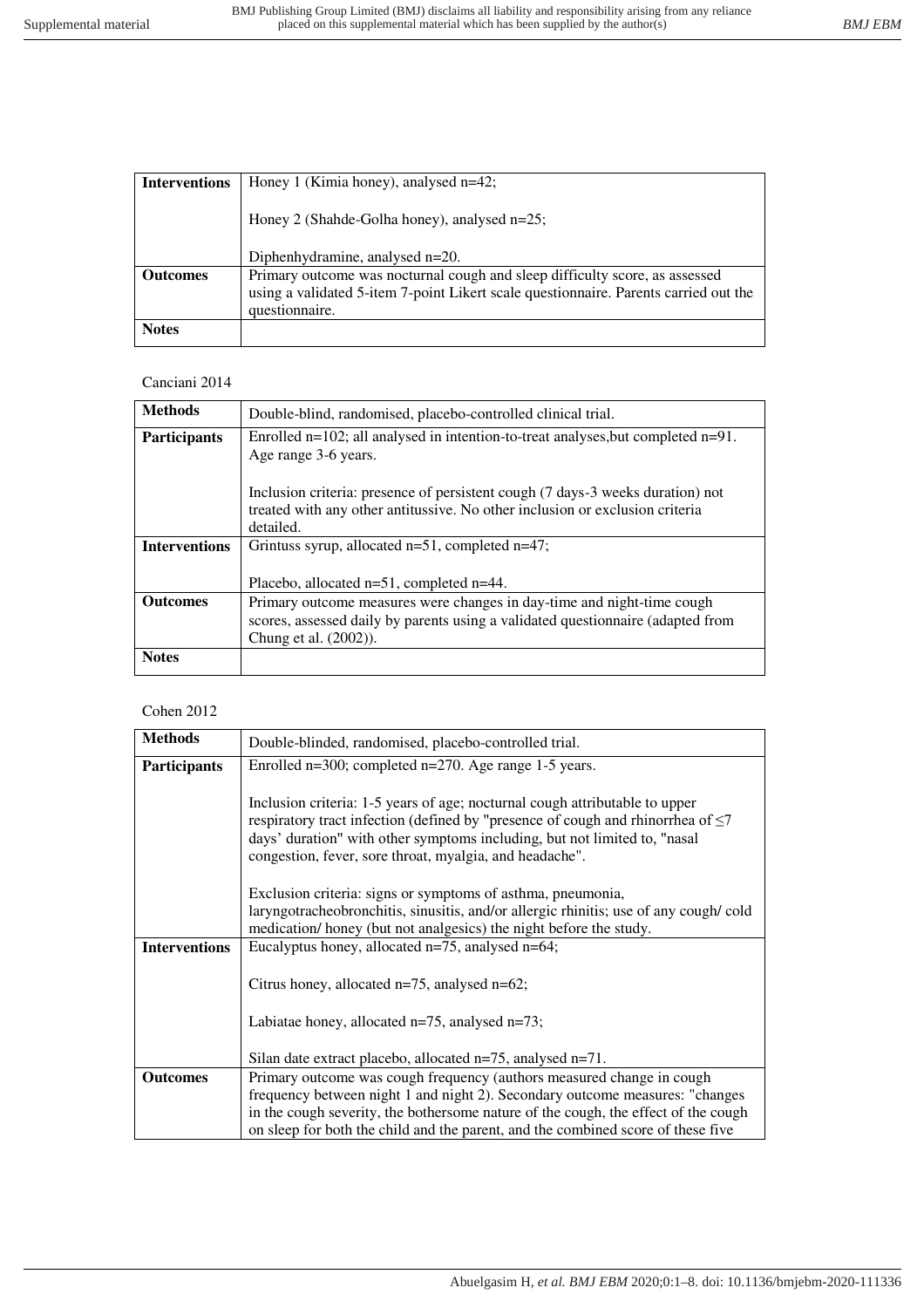| Interventions | Honey 1 (Kimia honey), analysed n=42;<br><br>Honey 2 (Shahde-Golha honey), analysed n=25;<br><br>Diphenhydramine, analysed n=20. |
|---|---|
| **Outcomes** | Primary outcome was nocturnal cough and sleep difficulty score, as assessed using a validated 5-item 7-point Likert scale questionnaire. Parents carried out the questionnaire. |
| **Notes** | |

Canciani 2014

| Methods | Double-blind, randomised, placebo-controlled clinical trial. |
|---|---|
| **Participants** | Enrolled n=102; all analysed in intention-to-treat analyses,but completed n=91. Age range 3-6 years.<br><br>Inclusion criteria: presence of persistent cough (7 days-3 weeks duration) not treated with any other antitussive. No other inclusion or exclusion criteria detailed. |
| **Interventions** | Grintuss syrup, allocated n=51, completed n=47;<br><br>Placebo, allocated n=51, completed n=44. |
| **Outcomes** | Primary outcome measures were changes in day-time and night-time cough scores, assessed daily by parents using a validated questionnaire (adapted from Chung et al. (2002)). |
| **Notes** | |

Cohen 2012

| Methods | Double-blinded, randomised, placebo-controlled trial. |
|---|---|
| **Participants** | Enrolled n=300; completed n=270. Age range 1-5 years.<br><br>Inclusion criteria: 1-5 years of age; nocturnal cough attributable to upper respiratory tract infection (defined by "presence of cough and rhinorrhea of ≤7 days' duration" with other symptoms including, but not limited to, "nasal congestion, fever, sore throat, myalgia, and headache".<br><br>Exclusion criteria: signs or symptoms of asthma, pneumonia, laryngotracheobronchitis, sinusitis, and/or allergic rhinitis; use of any cough/ cold medication/ honey (but not analgesics) the night before the study. |
| **Interventions** | Eucalyptus honey, allocated n=75, analysed n=64;<br><br>Citrus honey, allocated n=75, analysed n=62;<br><br>Labiatae honey, allocated n=75, analysed n=73;<br><br>Silan date extract placebo, allocated n=75, analysed n=71. |
| **Outcomes** | Primary outcome was cough frequency (authors measured change in cough frequency between night 1 and night 2). Secondary outcome measures: "changes in the cough severity, the bothersome nature of the cough, the effect of the cough on sleep for both the child and the parent, and the combined score of these five |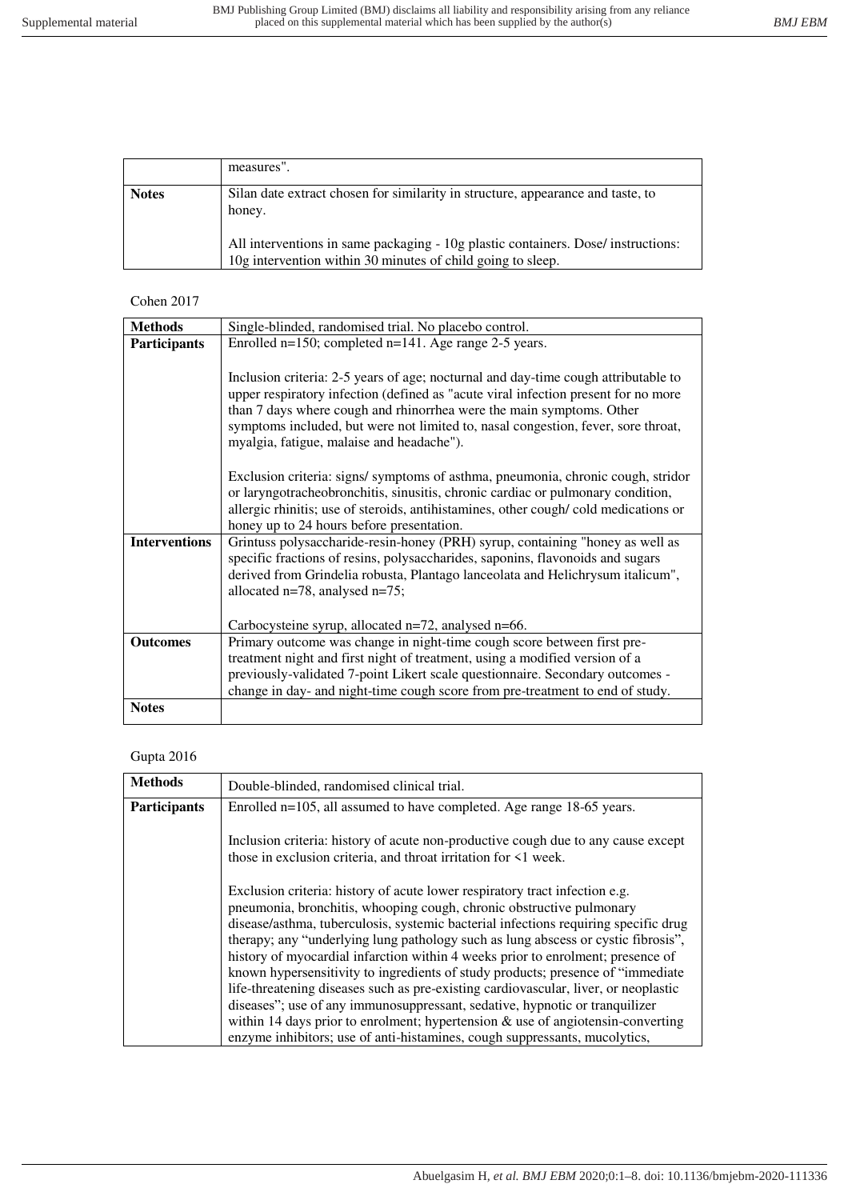| | |
|---|---|
| | measures". |
| **Notes** | Silan date extract chosen for similarity in structure, appearance and taste, to honey.<br><br>All interventions in same packaging - 10g plastic containers. Dose/ instructions: 10g intervention within 30 minutes of child going to sleep. |

Cohen 2017

| | |
|---|---|
| **Methods** | Single-blinded, randomised trial. No placebo control. |
| **Participants** | Enrolled n=150; completed n=141. Age range 2-5 years.<br><br>Inclusion criteria: 2-5 years of age; nocturnal and day-time cough attributable to upper respiratory infection (defined as "acute viral infection present for no more than 7 days where cough and rhinorrhea were the main symptoms. Other symptoms included, but were not limited to, nasal congestion, fever, sore throat, myalgia, fatigue, malaise and headache").<br><br>Exclusion criteria: signs/ symptoms of asthma, pneumonia, chronic cough, stridor or laryngotracheobronchitis, sinusitis, chronic cardiac or pulmonary condition, allergic rhinitis; use of steroids, antihistamines, other cough/ cold medications or honey up to 24 hours before presentation. |
| **Interventions** | Grintuss polysaccharide-resin-honey (PRH) syrup, containing "honey as well as specific fractions of resins, polysaccharides, saponins, flavonoids and sugars derived from Grindelia robusta, Plantago lanceolata and Helichrysum italicum", allocated n=78, analysed n=75;<br><br>Carbocysteine syrup, allocated n=72, analysed n=66. |
| **Outcomes** | Primary outcome was change in night-time cough score between first pre-treatment night and first night of treatment, using a modified version of a previously-validated 7-point Likert scale questionnaire. Secondary outcomes - change in day- and night-time cough score from pre-treatment to end of study. |
| **Notes** | |

Gupta 2016

| | |
|---|---|
| **Methods** | Double-blinded, randomised clinical trial. |
| **Participants** | Enrolled n=105, all assumed to have completed. Age range 18-65 years.<br><br>Inclusion criteria: history of acute non-productive cough due to any cause except those in exclusion criteria, and throat irritation for <1 week.<br><br>Exclusion criteria: history of acute lower respiratory tract infection e.g. pneumonia, bronchitis, whooping cough, chronic obstructive pulmonary disease/asthma, tuberculosis, systemic bacterial infections requiring specific drug therapy; any "underlying lung pathology such as lung abscess or cystic fibrosis", history of myocardial infarction within 4 weeks prior to enrolment; presence of known hypersensitivity to ingredients of study products; presence of "immediate life-threatening diseases such as pre-existing cardiovascular, liver, or neoplastic diseases"; use of any immunosuppressant, sedative, hypnotic or tranquilizer within 14 days prior to enrolment; hypertension & use of angiotensin-converting enzyme inhibitors; use of anti-histamines, cough suppressants, mucolytics, |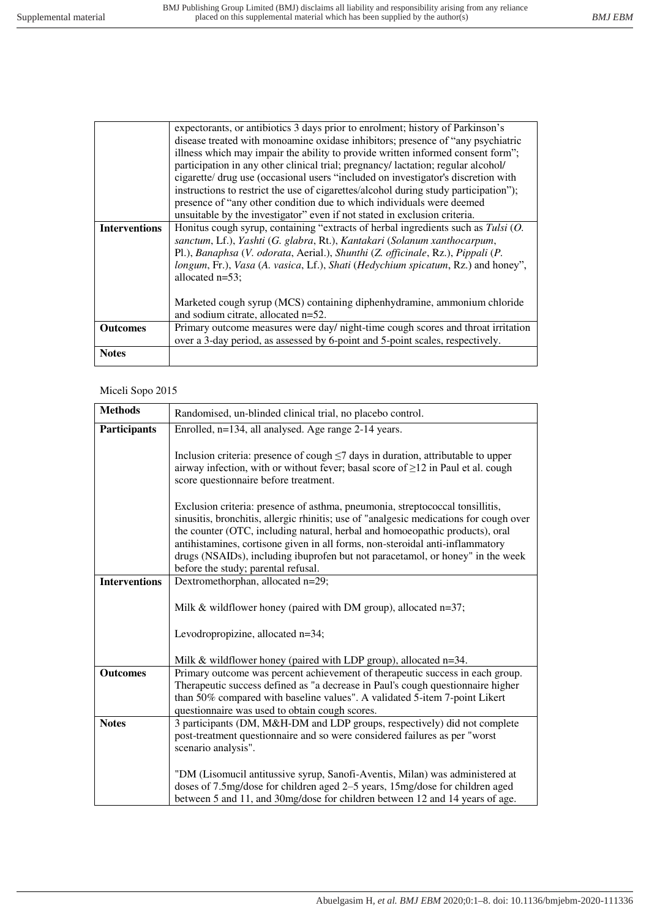| | |
|---|---|
| | expectorants, or antibiotics 3 days prior to enrolment; history of Parkinson's disease treated with monoamine oxidase inhibitors; presence of "any psychiatric illness which may impair the ability to provide written informed consent form"; participation in any other clinical trial; pregnancy/ lactation; regular alcohol/ cigarette/ drug use (occasional users "included on investigator's discretion with instructions to restrict the use of cigarettes/alcohol during study participation"); presence of "any other condition due to which individuals were deemed unsuitable by the investigator" even if not stated in exclusion criteria. |
| **Interventions** | Honitus cough syrup, containing "extracts of herbal ingredients such as *Tulsi* (*O. sanctum*, Lf.), *Yashti* (*G. glabra*, Rt.), *Kantakari* (*Solanum xanthocarpum*, Pl.), *Banaphsa* (*V. odorata*, Aerial.), *Shunthi* (*Z. officinale*, Rz.), *Pippali* (*P. longum*, Fr.), *Vasa* (*A. vasica*, Lf.), *Shati* (*Hedychium spicatum*, Rz.) and honey", allocated n=53; <br><br> Marketed cough syrup (MCS) containing diphenhydramine, ammonium chloride and sodium citrate, allocated n=52. |
| **Outcomes** | Primary outcome measures were day/ night-time cough scores and throat irritation over a 3-day period, as assessed by 6-point and 5-point scales, respectively. |
| **Notes** | |

Miceli Sopo 2015

| | |
|---|---|
| **Methods** | Randomised, un-blinded clinical trial, no placebo control. |
| **Participants** | Enrolled, n=134, all analysed. Age range 2-14 years. <br><br> Inclusion criteria: presence of cough $\leq$7 days in duration, attributable to upper airway infection, with or without fever; basal score of $\geq$12 in Paul et al. cough score questionnaire before treatment. <br><br> Exclusion criteria: presence of asthma, pneumonia, streptococcal tonsillitis, sinusitis, bronchitis, allergic rhinitis; use of "analgesic medications for cough over the counter (OTC, including natural, herbal and homoeopathic products), oral antihistamines, cortisone given in all forms, non-steroidal anti-inflammatory drugs (NSAIDs), including ibuprofen but not paracetamol, or honey" in the week before the study; parental refusal. |
| **Interventions** | Dextromethorphan, allocated n=29; <br><br> Milk & wildflower honey (paired with DM group), allocated n=37; <br><br> Levodropropizine, allocated n=34; <br><br> Milk & wildflower honey (paired with LDP group), allocated n=34. |
| **Outcomes** | Primary outcome was percent achievement of therapeutic success in each group. Therapeutic success defined as "a decrease in Paul's cough questionnaire higher than 50% compared with baseline values". A validated 5-item 7-point Likert questionnaire was used to obtain cough scores. |
| **Notes** | 3 participants (DM, M&H-DM and LDP groups, respectively) did not complete post-treatment questionnaire and so were considered failures as per "worst scenario analysis". <br><br> "DM (Lisomucil antitussive syrup, Sanofi-Aventis, Milan) was administered at doses of 7.5mg/dose for children aged 2–5 years, 15mg/dose for children aged between 5 and 11, and 30mg/dose for children between 12 and 14 years of age. |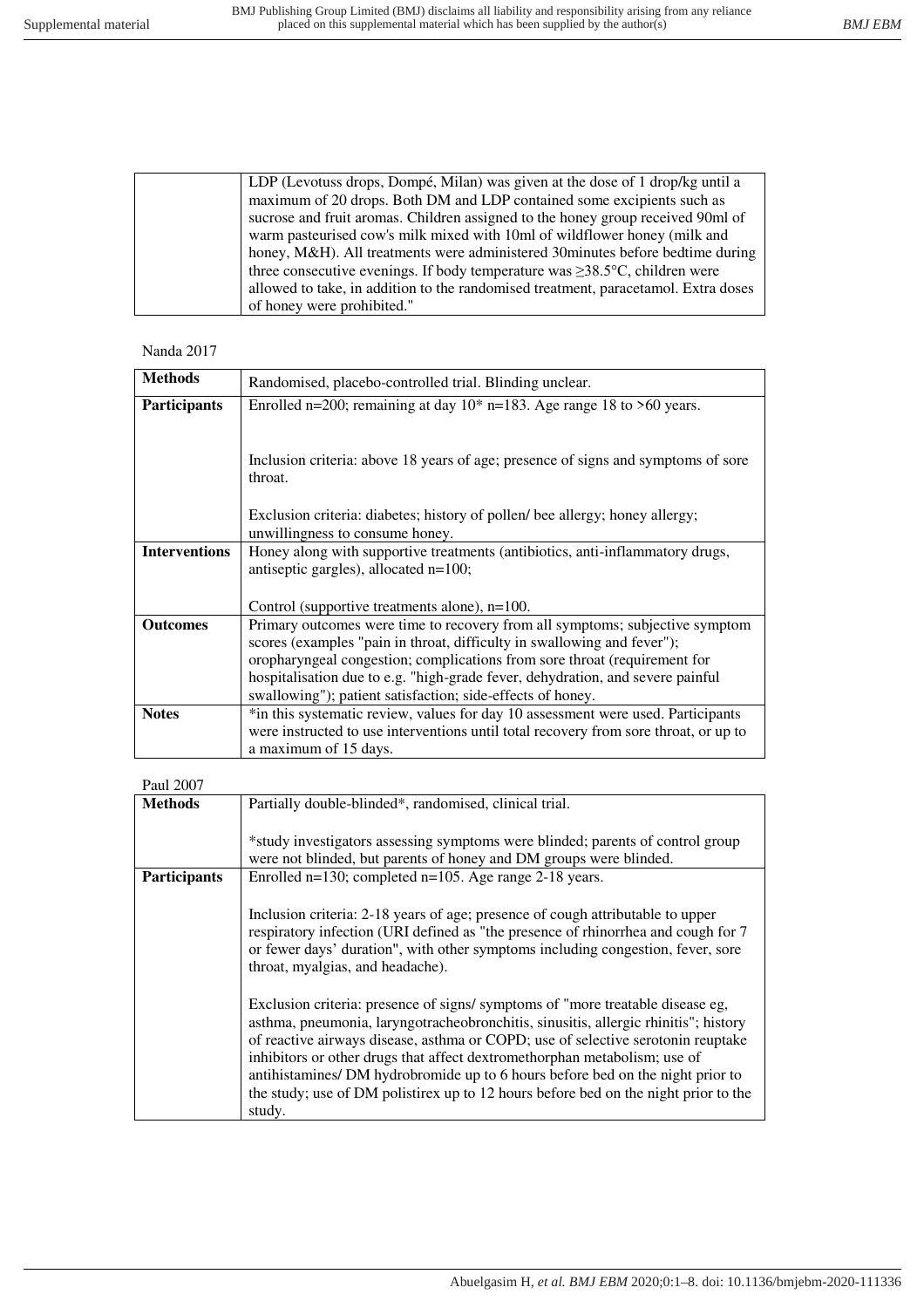| | |
|---|---|
| | LDP (Levotuss drops, Dompé, Milan) was given at the dose of 1 drop/kg until a maximum of 20 drops. Both DM and LDP contained some excipients such as sucrose and fruit aromas. Children assigned to the honey group received 90ml of warm pasteurised cow's milk mixed with 10ml of wildflower honey (milk and honey, M&H). All treatments were administered 30minutes before bedtime during three consecutive evenings. If body temperature was ≥38.5°C, children were allowed to take, in addition to the randomised treatment, paracetamol. Extra doses of honey were prohibited." |

Nanda 2017

| | |
|---|---|
| **Methods** | Randomised, placebo-controlled trial. Blinding unclear. |
| **Participants** | Enrolled n=200; remaining at day 10* n=183. Age range 18 to >60 years.<br><br>Inclusion criteria: above 18 years of age; presence of signs and symptoms of sore throat.<br><br>Exclusion criteria: diabetes; history of pollen/ bee allergy; honey allergy; unwillingness to consume honey. |
| **Interventions** | Honey along with supportive treatments (antibiotics, anti-inflammatory drugs, antiseptic gargles), allocated n=100;<br><br>Control (supportive treatments alone), n=100. |
| **Outcomes** | Primary outcomes were time to recovery from all symptoms; subjective symptom scores (examples "pain in throat, difficulty in swallowing and fever"); oropharyngeal congestion; complications from sore throat (requirement for hospitalisation due to e.g. "high-grade fever, dehydration, and severe painful swallowing"); patient satisfaction; side-effects of honey. |
| **Notes** | *in this systematic review, values for day 10 assessment were used. Participants were instructed to use interventions until total recovery from sore throat, or up to a maximum of 15 days. |

Paul 2007

| | |
|---|---|
| **Methods** | Partially double-blinded*, randomised, clinical trial.<br><br>*study investigators assessing symptoms were blinded; parents of control group were not blinded, but parents of honey and DM groups were blinded. |
| **Participants** | Enrolled n=130; completed n=105. Age range 2-18 years.<br><br>Inclusion criteria: 2-18 years of age; presence of cough attributable to upper respiratory infection (URI defined as "the presence of rhinorrhea and cough for 7 or fewer days' duration", with other symptoms including congestion, fever, sore throat, myalgias, and headache).<br><br>Exclusion criteria: presence of signs/ symptoms of "more treatable disease eg, asthma, pneumonia, laryngotracheobronchitis, sinusitis, allergic rhinitis"; history of reactive airways disease, asthma or COPD; use of selective serotonin reuptake inhibitors or other drugs that affect dextromethorphan metabolism; use of antihistamines/ DM hydrobromide up to 6 hours before bed on the night prior to the study; use of DM polistirex up to 12 hours before bed on the night prior to the study. |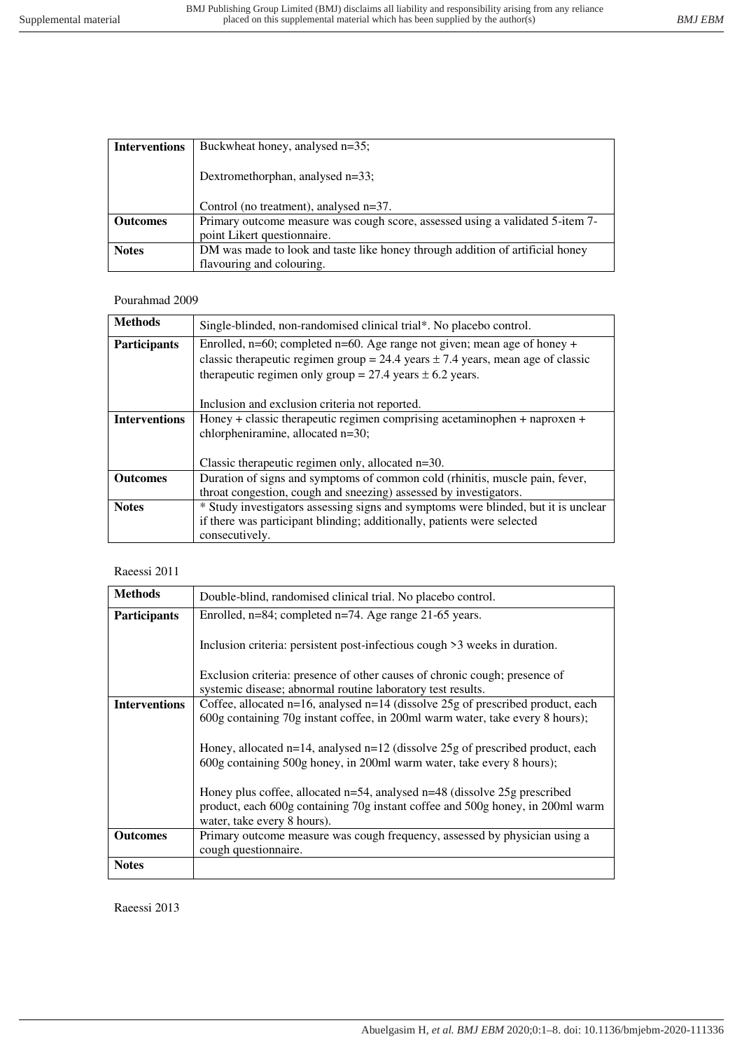| Interventions | Buckwheat honey, analysed n=35;<br><br>Dextromethorphan, analysed n=33;<br><br>Control (no treatment), analysed n=37. |
|---|---|
| **Outcomes** | Primary outcome measure was cough score, assessed using a validated 5-item 7-point Likert questionnaire. |
| **Notes** | DM was made to look and taste like honey through addition of artificial honey flavouring and colouring. |

Pourahmad 2009

| Methods | Single-blinded, non-randomised clinical trial*. No placebo control. |
|---|---|
| **Participants** | Enrolled, n=60; completed n=60. Age range not given; mean age of honey + classic therapeutic regimen group = 24.4 years ± 7.4 years, mean age of classic therapeutic regimen only group = 27.4 years ± 6.2 years.<br><br>Inclusion and exclusion criteria not reported. |
| **Interventions** | Honey + classic therapeutic regimen comprising acetaminophen + naproxen + chlorpheniramine, allocated n=30;<br><br>Classic therapeutic regimen only, allocated n=30. |
| **Outcomes** | Duration of signs and symptoms of common cold (rhinitis, muscle pain, fever, throat congestion, cough and sneezing) assessed by investigators. |
| **Notes** | * Study investigators assessing signs and symptoms were blinded, but it is unclear if there was participant blinding; additionally, patients were selected consecutively. |

Raeessi 2011

| Methods | Double-blind, randomised clinical trial. No placebo control. |
|---|---|
| **Participants** | Enrolled, n=84; completed n=74. Age range 21-65 years.<br><br>Inclusion criteria: persistent post-infectious cough >3 weeks in duration.<br><br>Exclusion criteria: presence of other causes of chronic cough; presence of systemic disease; abnormal routine laboratory test results. |
| **Interventions** | Coffee, allocated n=16, analysed n=14 (dissolve 25g of prescribed product, each 600g containing 70g instant coffee, in 200ml warm water, take every 8 hours);<br><br>Honey, allocated n=14, analysed n=12 (dissolve 25g of prescribed product, each 600g containing 500g honey, in 200ml warm water, take every 8 hours);<br><br>Honey plus coffee, allocated n=54, analysed n=48 (dissolve 25g prescribed product, each 600g containing 70g instant coffee and 500g honey, in 200ml warm water, take every 8 hours). |
| **Outcomes** | Primary outcome measure was cough frequency, assessed by physician using a cough questionnaire. |
| **Notes** | |

Raeessi 2013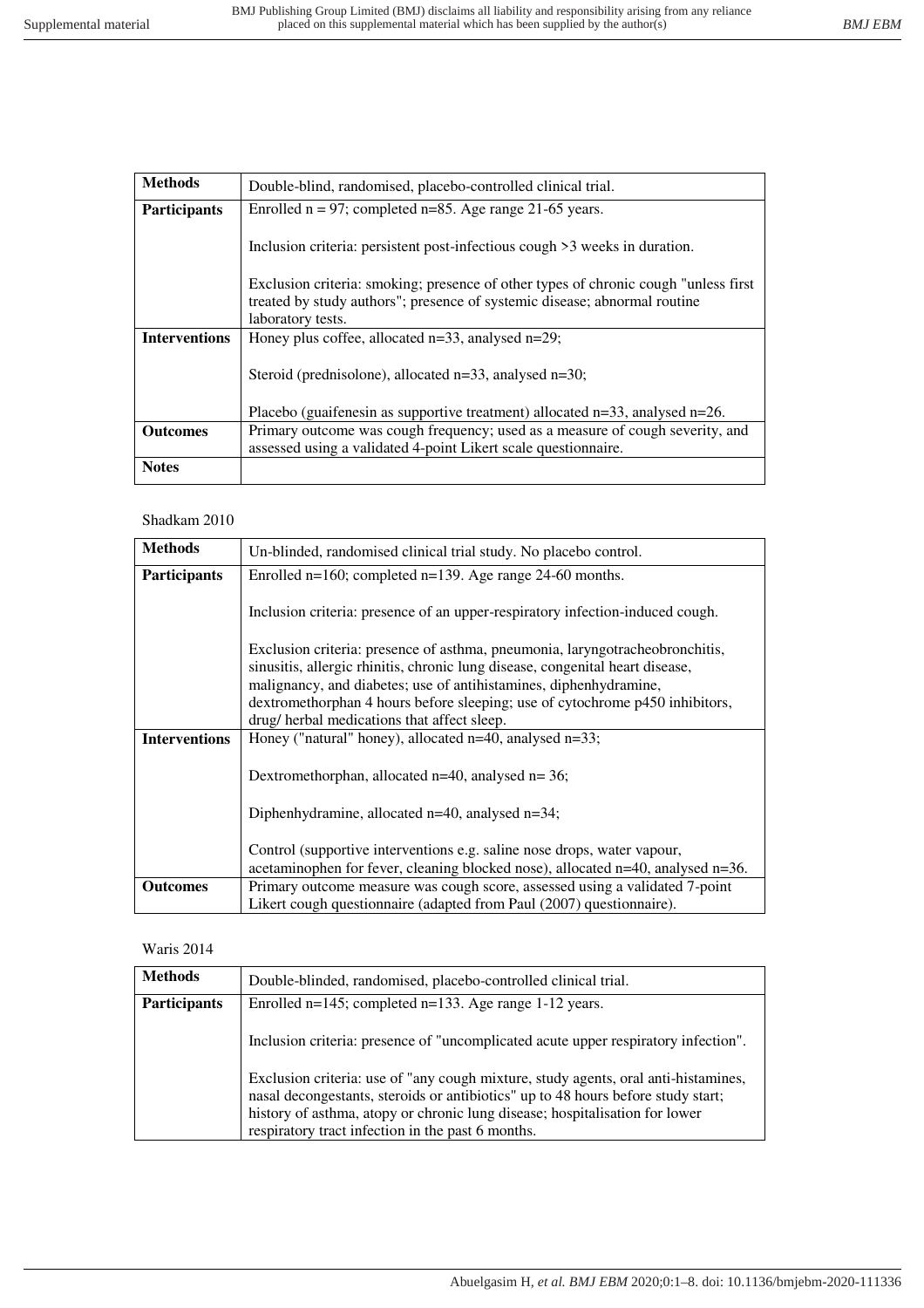| Methods | Double-blind, randomised, placebo-controlled clinical trial. |
|---|---|
| Participants | Enrolled n = 97; completed n=85. Age range 21-65 years.<br><br>Inclusion criteria: persistent post-infectious cough >3 weeks in duration.<br><br>Exclusion criteria: smoking; presence of other types of chronic cough "unless first treated by study authors"; presence of systemic disease; abnormal routine laboratory tests. |
| Interventions | Honey plus coffee, allocated n=33, analysed n=29;<br><br>Steroid (prednisolone), allocated n=33, analysed n=30;<br><br>Placebo (guaifenesin as supportive treatment) allocated n=33, analysed n=26. |
| Outcomes | Primary outcome was cough frequency; used as a measure of cough severity, and assessed using a validated 4-point Likert scale questionnaire. |
| Notes | |

Shadkam 2010

| Methods | Un-blinded, randomised clinical trial study. No placebo control. |
|---|---|
| Participants | Enrolled n=160; completed n=139. Age range 24-60 months.<br><br>Inclusion criteria: presence of an upper-respiratory infection-induced cough.<br><br>Exclusion criteria: presence of asthma, pneumonia, laryngotracheobronchitis, sinusitis, allergic rhinitis, chronic lung disease, congenital heart disease, malignancy, and diabetes; use of antihistamines, diphenhydramine, dextromethorphan 4 hours before sleeping; use of cytochrome p450 inhibitors, drug/ herbal medications that affect sleep. |
| Interventions | Honey ("natural" honey), allocated n=40, analysed n=33;<br><br>Dextromethorphan, allocated n=40, analysed n= 36;<br><br>Diphenhydramine, allocated n=40, analysed n=34;<br><br>Control (supportive interventions e.g. saline nose drops, water vapour, acetaminophen for fever, cleaning blocked nose), allocated n=40, analysed n=36. |
| Outcomes | Primary outcome measure was cough score, assessed using a validated 7-point Likert cough questionnaire (adapted from Paul (2007) questionnaire). |

Waris 2014

| Methods | Double-blinded, randomised, placebo-controlled clinical trial. |
|---|---|
| Participants | Enrolled n=145; completed n=133. Age range 1-12 years.<br><br>Inclusion criteria: presence of "uncomplicated acute upper respiratory infection".<br><br>Exclusion criteria: use of "any cough mixture, study agents, oral anti-histamines, nasal decongestants, steroids or antibiotics" up to 48 hours before study start; history of asthma, atopy or chronic lung disease; hospitalisation for lower respiratory tract infection in the past 6 months. |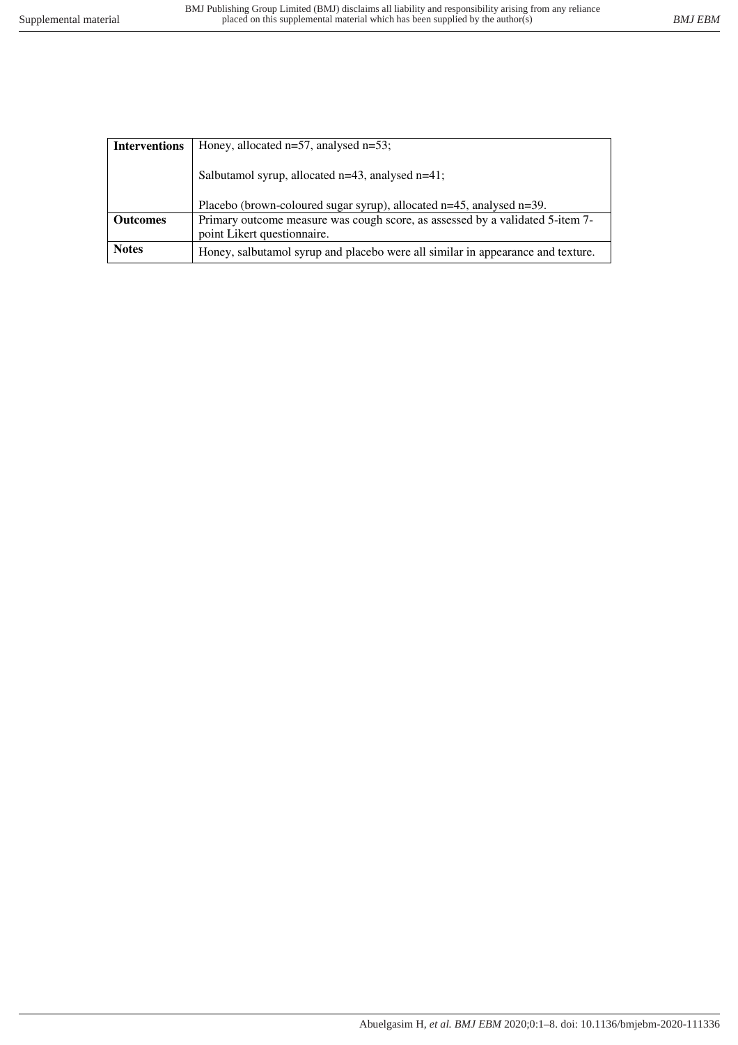| | |
|---|---|
| **Interventions** | Honey, allocated n=57, analysed n=53;<br><br>Salbutamol syrup, allocated n=43, analysed n=41;<br><br>Placebo (brown-coloured sugar syrup), allocated n=45, analysed n=39. |
| **Outcomes** | Primary outcome measure was cough score, as assessed by a validated 5-item 7-point Likert questionnaire. |
| **Notes** | Honey, salbutamol syrup and placebo were all similar in appearance and texture. |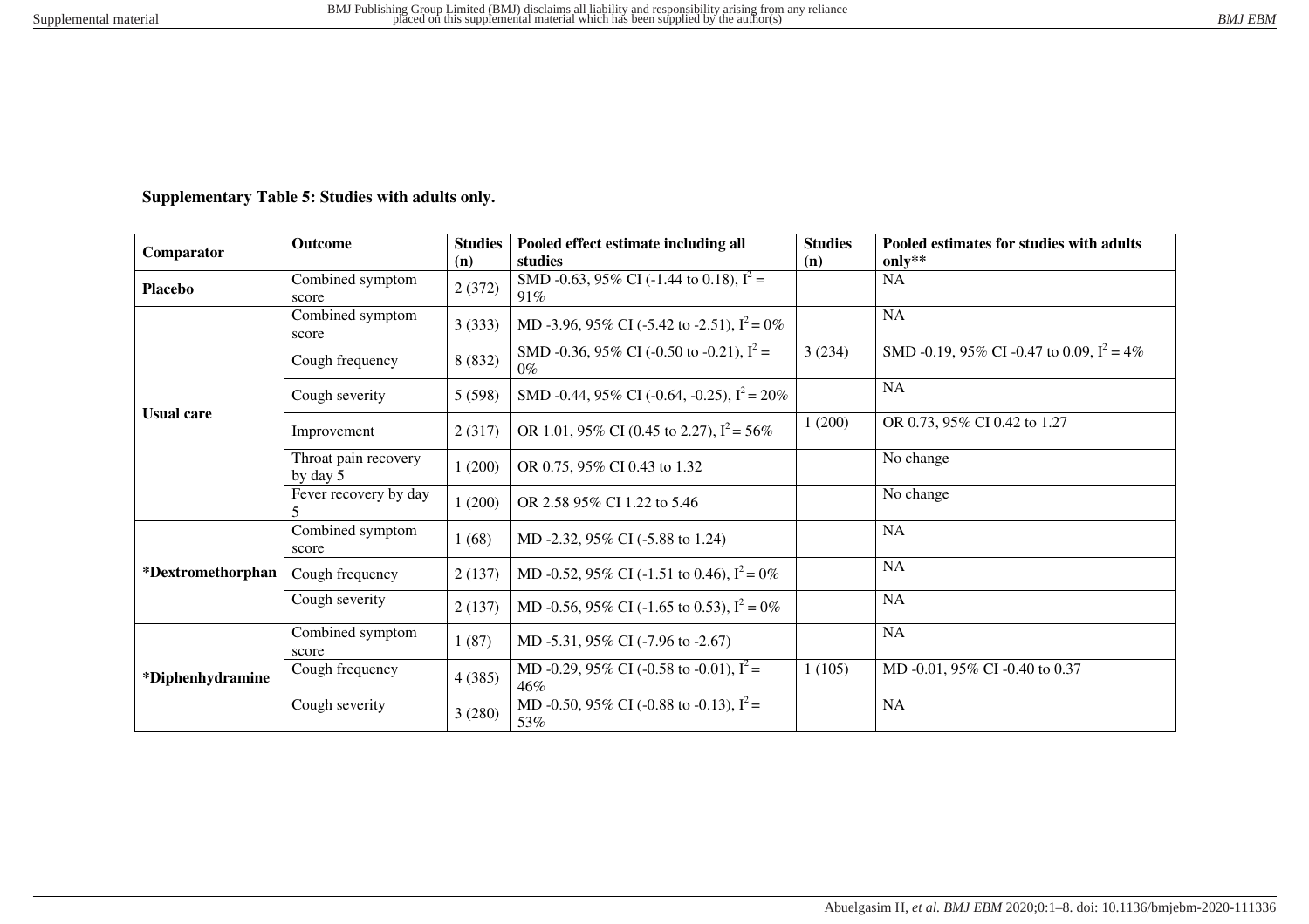**Supplementary Table 5: Studies with adults only.**

| Comparator | Outcome | Studies (n) | Pooled effect estimate including all studies | Studies (n) | Pooled estimates for studies with adults only** |
|---|---|---|---|---|---|
| **Placebo** | Combined symptom score | 2 (372) | SMD -0.63, 95% CI (-1.44 to 0.18), $I^2$ = 91% | | NA |
| **Usual care** | Combined symptom score | 3 (333) | MD -3.96, 95% CI (-5.42 to -2.51), $I^2$ = 0% | | NA |
| | Cough frequency | 8 (832) | SMD -0.36, 95% CI (-0.50 to -0.21), $I^2$ = 0% | 3 (234) | SMD -0.19, 95% CI -0.47 to 0.09, $I^2$ = 4% |
| | Cough severity | 5 (598) | SMD -0.44, 95% CI (-0.64, -0.25), $I^2$ = 20% | | NA |
| | Improvement | 2 (317) | OR 1.01, 95% CI (0.45 to 2.27), $I^2$ = 56% | 1 (200) | OR 0.73, 95% CI 0.42 to 1.27 |
| | Throat pain recovery by day 5 | 1 (200) | OR 0.75, 95% CI 0.43 to 1.32 | | No change |
| | Fever recovery by day 5 | 1 (200) | OR 2.58 95% CI 1.22 to 5.46 | | No change |
| ***Dextromethorphan** | Combined symptom score | 1 (68) | MD -2.32, 95% CI (-5.88 to 1.24) | | NA |
| | Cough frequency | 2 (137) | MD -0.52, 95% CI (-1.51 to 0.46), $I^2$ = 0% | | NA |
| | Cough severity | 2 (137) | MD -0.56, 95% CI (-1.65 to 0.53), $I^2$ = 0% | | NA |
| ***Diphenhydramine** | Combined symptom score | 1 (87) | MD -5.31, 95% CI (-7.96 to -2.67) | | NA |
| | Cough frequency | 4 (385) | MD -0.29, 95% CI (-0.58 to -0.01), $I^2$ = 46% | 1 (105) | MD -0.01, 95% CI -0.40 to 0.37 |
| | Cough severity | 3 (280) | MD -0.50, 95% CI (-0.88 to -0.13), $I^2$ = 53% | | NA |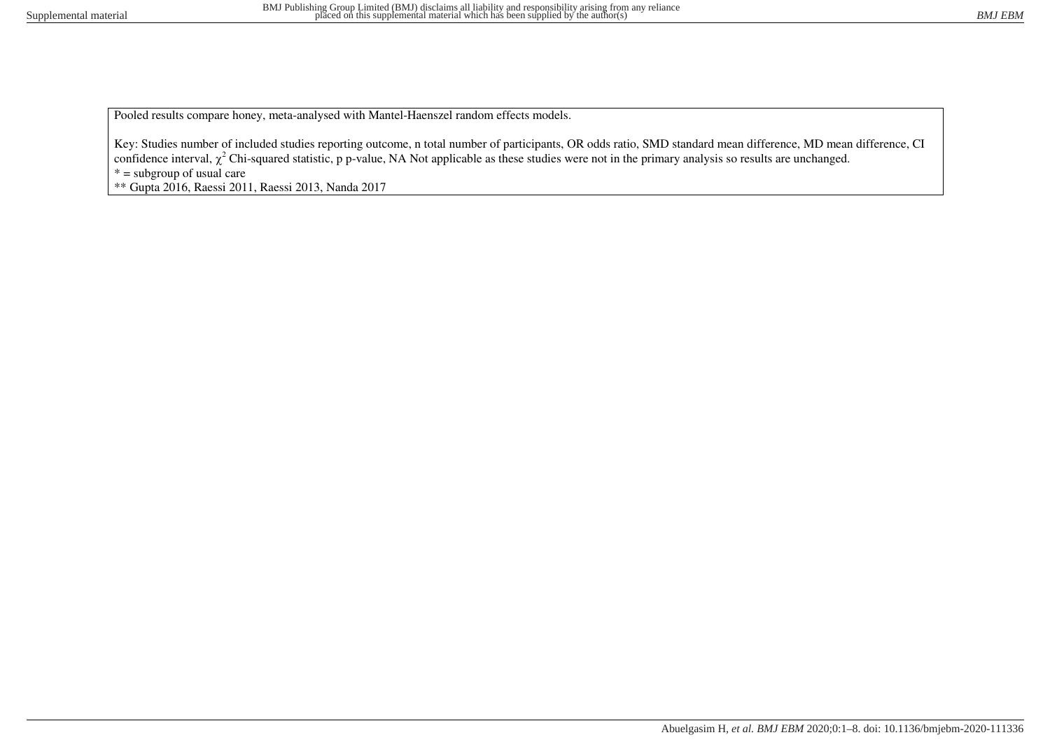Pooled results compare honey, meta-analysed with Mantel-Haenszel random effects models.

Key: Studies number of included studies reporting outcome, n total number of participants, OR odds ratio, SMD standard mean difference, MD mean difference, CI confidence interval, $\chi^2$ Chi-squared statistic, p p-value, NA Not applicable as these studies were not in the primary analysis so results are unchanged.
* = subgroup of usual care
** Gupta 2016, Raessi 2011, Raessi 2013, Nanda 2017